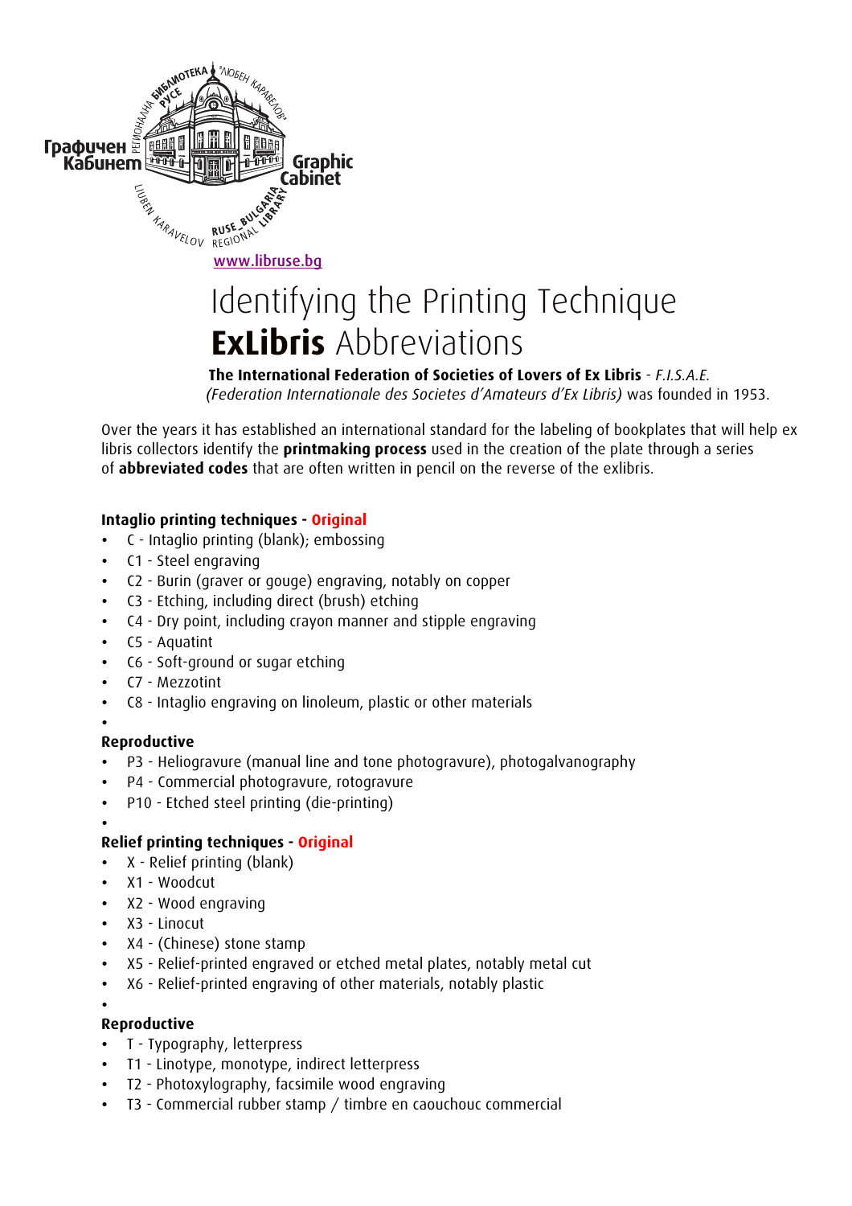Графичен Кабинет

Graphic Cabinet

РЕГИОНАЛНА БИБЛИОТЕКА РУСЕ "ЛЮБЕН КАРАВЕЛОВ"

LIUBEN KARAVELOV RUSE_BULGARIA REGIONAL LIBRARY

www.libruse.bg

# Identifying the Printing Technique

# **ExLibris** Abbreviations

**The International Federation of Societies of Lovers of Ex Libris** - *F.I.S.A.E.*
*(Federation Internationale des Societes d'Amateurs d'Ex Libris)* was founded in 1953.

Over the years it has established an international standard for the labeling of bookplates that will help ex libris collectors identify the **printmaking process** used in the creation of the plate through a series of **abbreviated codes** that are often written in pencil on the reverse of the exlibris.

**Intaglio printing techniques - Original**

- C - Intaglio printing (blank); embossing
- C1 - Steel engraving
- C2 - Burin (graver or gouge) engraving, notably on copper
- C3 - Etching, including direct (brush) etching
- C4 - Dry point, including crayon manner and stipple engraving
- C5 - Aquatint
- C6 - Soft-ground or sugar etching
- C7 - Mezzotint
- C8 - Intaglio engraving on linoleum, plastic or other materials

**Reproductive**

- P3 - Heliogravure (manual line and tone photogravure), photogalvanography
- P4 - Commercial photogravure, rotogravure
- P10 - Etched steel printing (die-printing)

**Relief printing techniques - Original**

- X - Relief printing (blank)
- X1 - Woodcut
- X2 - Wood engraving
- X3 - Linocut
- X4 - (Chinese) stone stamp
- X5 - Relief-printed engraved or etched metal plates, notably metal cut
- X6 - Relief-printed engraving of other materials, notably plastic

**Reproductive**

- T - Typography, letterpress
- T1 - Linotype, monotype, indirect letterpress
- T2 - Photoxylography, facsimile wood engraving
- T3 - Commercial rubber stamp / timbre en caouchouc commercial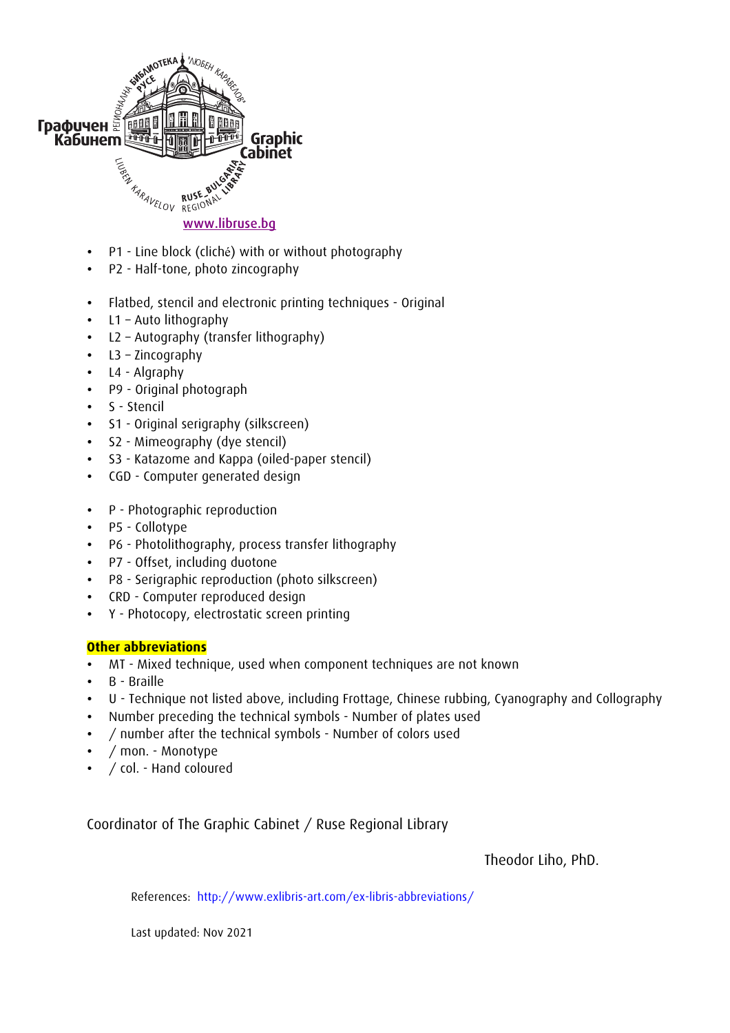Графичен Кабинет

РЕГИОНАЛНА БИБЛИОТЕКА "ЛЮБЕН КАРАВЕЛОВ" РУСЕ

Graphic Cabinet

LIUBEN KARAVELOV RUSE_BULGARIA REGIONAL LIBRARY

www.libruse.bg

- P1 - Line block (cliché) with or without photography
- P2 - Half-tone, photo zincography

- Flatbed, stencil and electronic printing techniques - Original
- L1 – Auto lithography
- L2 – Autography (transfer lithography)
- L3 – Zincography
- L4 - Algraphy
- P9 - Original photograph
- S - Stencil
- S1 - Original serigraphy (silkscreen)
- S2 - Mimeography (dye stencil)
- S3 - Katazome and Kappa (oiled-paper stencil)
- CGD - Computer generated design

- P - Photographic reproduction
- P5 - Collotype
- P6 - Photolithography, process transfer lithography
- P7 - Offset, including duotone
- P8 - Serigraphic reproduction (photo silkscreen)
- CRD - Computer reproduced design
- Y - Photocopy, electrostatic screen printing

**Other abbreviations**

- MT - Mixed technique, used when component techniques are not known
- B - Braille
- U - Technique not listed above, including Frottage, Chinese rubbing, Cyanography and Collography
- Number preceding the technical symbols - Number of plates used
- / number after the technical symbols - Number of colors used
- / mon. - Monotype
- / col. - Hand coloured

Coordinator of The Graphic Cabinet / Ruse Regional Library

Theodor Liho, PhD.

References: http://www.exlibris-art.com/ex-libris-abbreviations/

Last updated: Nov 2021